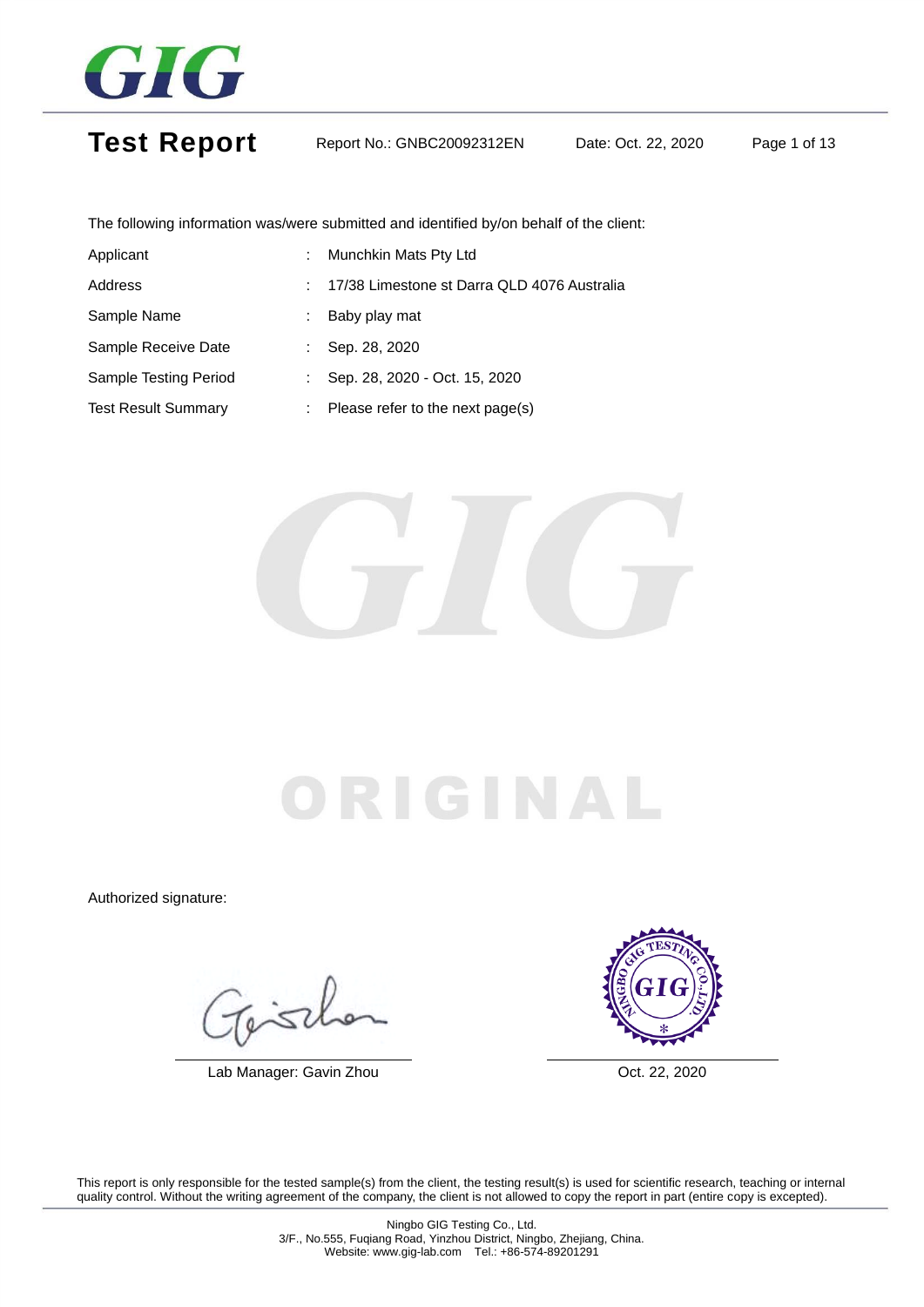# Test Report

Report No.: GNBC20092312EN

Date: Oct. 22, 2020

The following information was/were submitted and identified by/on behalf of the client:

| | | |
|---|---|---|
| Applicant | : | Munchkin Mats Pty Ltd |
| Address | : | 17/38 Limestone st Darra QLD 4076 Australia |
| Sample Name | : | Baby play mat |
| Sample Receive Date | : | Sep. 28, 2020 |
| Sample Testing Period | : | Sep. 28, 2020 - Oct. 15, 2020 |
| Test Result Summary | : | Please refer to the next page(s) |

ORIGINAL

Authorized signature:

Lab Manager: Gavin Zhou

Oct. 22, 2020

This report is only responsible for the tested sample(s) from the client, the testing result(s) is used for scientific research, teaching or internal quality control. Without the writing agreement of the company, the client is not allowed to copy the report in part (entire copy is excepted).

Ningbo GIG Testing Co., Ltd.
3/F., No.555, Fuqiang Road, Yinzhou District, Ningbo, Zhejiang, China.
Website: www.gig-lab.com Tel.: +86-574-89201291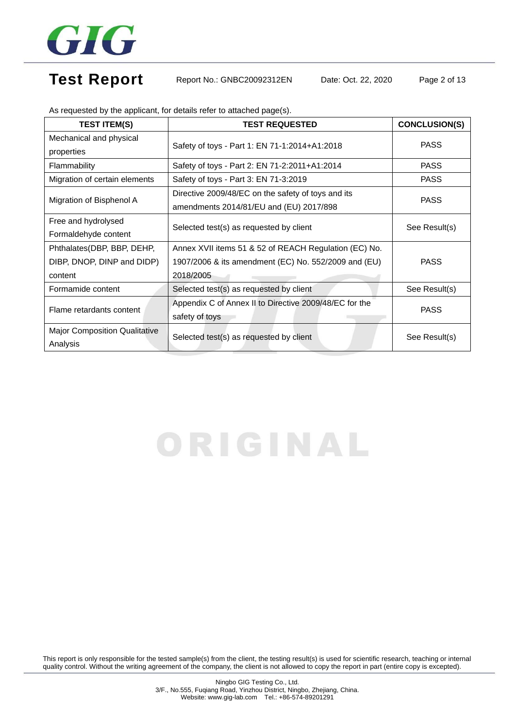As requested by the applicant, for details refer to attached page(s).

| TEST ITEM(S) | TEST REQUESTED | CONCLUSION(S) |
|---|---|---|
| Mechanical and physical properties | Safety of toys - Part 1: EN 71-1:2014+A1:2018 | PASS |
| Flammability | Safety of toys - Part 2: EN 71-2:2011+A1:2014 | PASS |
| Migration of certain elements | Safety of toys - Part 3: EN 71-3:2019 | PASS |
| Migration of Bisphenol A | Directive 2009/48/EC on the safety of toys and its amendments 2014/81/EU and (EU) 2017/898 | PASS |
| Free and hydrolysed Formaldehyde content | Selected test(s) as requested by client | See Result(s) |
| Phthalates(DBP, BBP, DEHP, DIBP, DNOP, DINP and DIDP) content | Annex XVII items 51 & 52 of REACH Regulation (EC) No. 1907/2006 & its amendment (EC) No. 552/2009 and (EU) 2018/2005 | PASS |
| Formamide content | Selected test(s) as requested by client | See Result(s) |
| Flame retardants content | Appendix C of Annex II to Directive 2009/48/EC for the safety of toys | PASS |
| Major Composition Qualitative Analysis | Selected test(s) as requested by client | See Result(s) |

ORIGINAL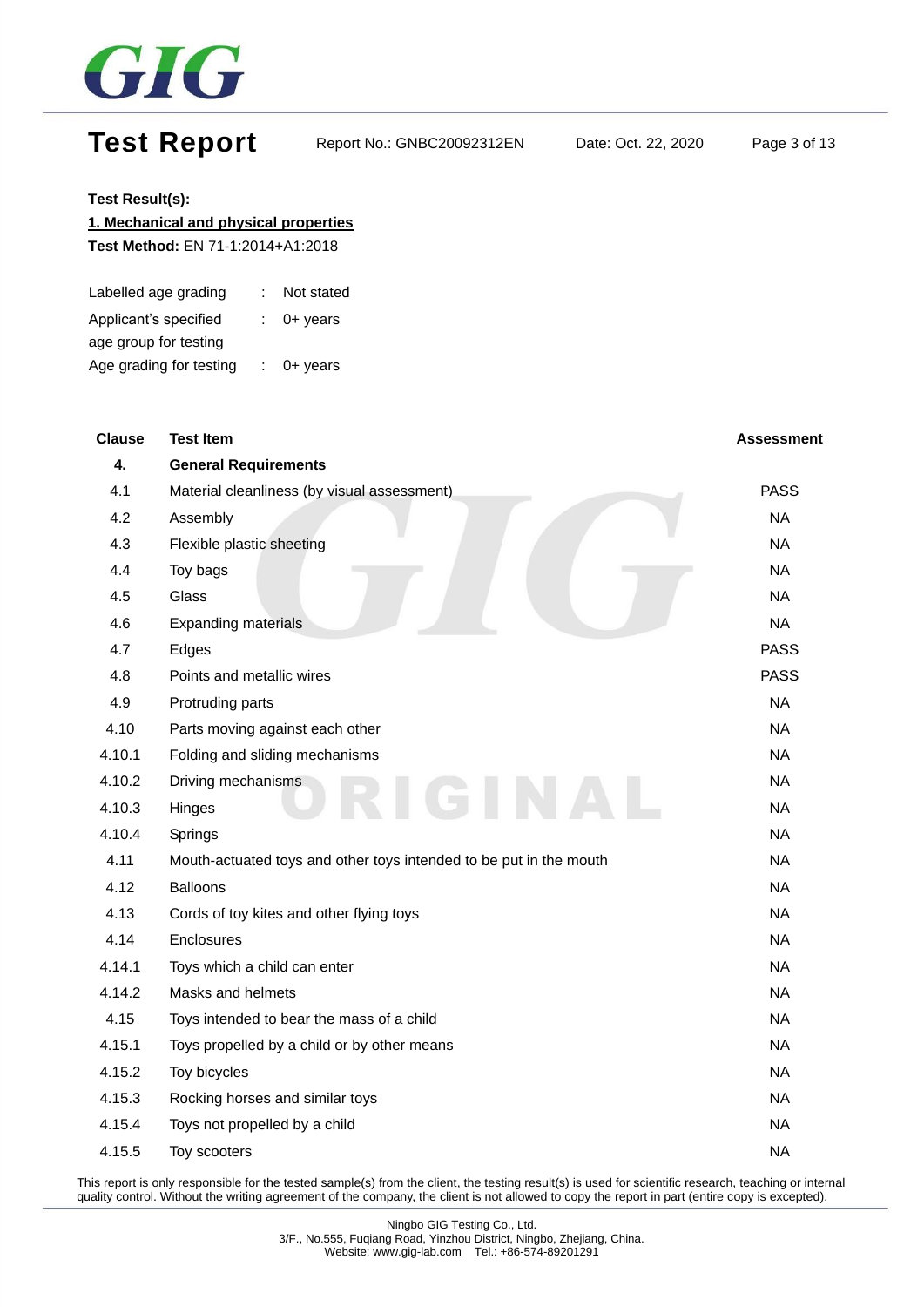**Test Result(s):**

**1. Mechanical and physical properties**

**Test Method:** EN 71-1:2014+A1:2018

| | | |
|---|---|---|
| Labelled age grading | : | Not stated |
| Applicant's specified age group for testing | : | 0+ years |
| Age grading for testing | : | 0+ years |

| Clause | Test Item | Assessment |
|---|---|---|
| **4.** | **General Requirements** | |
| 4.1 | Material cleanliness (by visual assessment) | PASS |
| 4.2 | Assembly | NA |
| 4.3 | Flexible plastic sheeting | NA |
| 4.4 | Toy bags | NA |
| 4.5 | Glass | NA |
| 4.6 | Expanding materials | NA |
| 4.7 | Edges | PASS |
| 4.8 | Points and metallic wires | PASS |
| 4.9 | Protruding parts | NA |
| 4.10 | Parts moving against each other | NA |
| 4.10.1 | Folding and sliding mechanisms | NA |
| 4.10.2 | Driving mechanisms | NA |
| 4.10.3 | Hinges | NA |
| 4.10.4 | Springs | NA |
| 4.11 | Mouth-actuated toys and other toys intended to be put in the mouth | NA |
| 4.12 | Balloons | NA |
| 4.13 | Cords of toy kites and other flying toys | NA |
| 4.14 | Enclosures | NA |
| 4.14.1 | Toys which a child can enter | NA |
| 4.14.2 | Masks and helmets | NA |
| 4.15 | Toys intended to bear the mass of a child | NA |
| 4.15.1 | Toys propelled by a child or by other means | NA |
| 4.15.2 | Toy bicycles | NA |
| 4.15.3 | Rocking horses and similar toys | NA |
| 4.15.4 | Toys not propelled by a child | NA |
| 4.15.5 | Toy scooters | NA |

This report is only responsible for the tested sample(s) from the client, the testing result(s) is used for scientific research, teaching or internal quality control. Without the writing agreement of the company, the client is not allowed to copy the report in part (entire copy is excepted).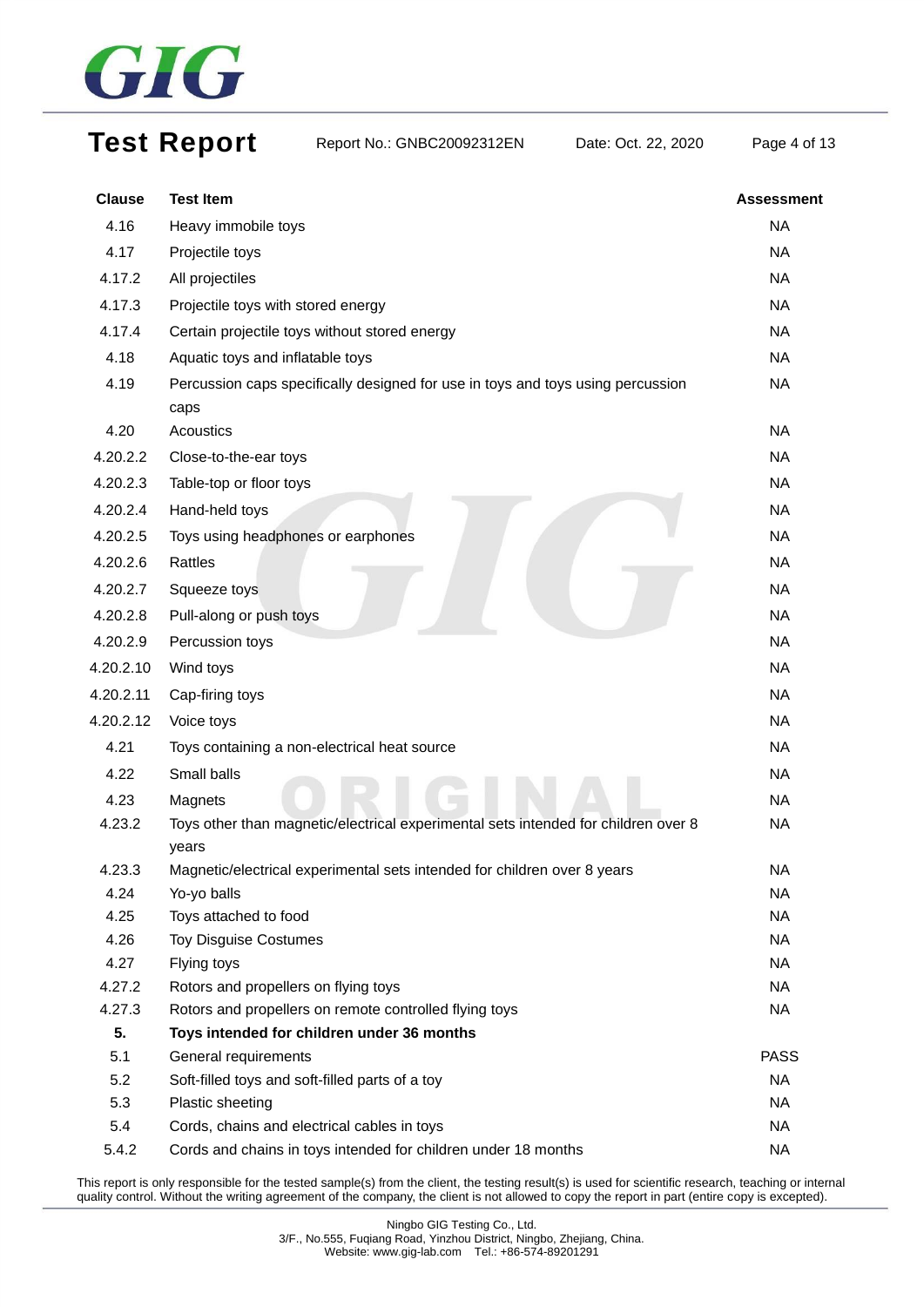| Clause | Test Item | Assessment |
|---|---|---|
| 4.16 | Heavy immobile toys | NA |
| 4.17 | Projectile toys | NA |
| 4.17.2 | All projectiles | NA |
| 4.17.3 | Projectile toys with stored energy | NA |
| 4.17.4 | Certain projectile toys without stored energy | NA |
| 4.18 | Aquatic toys and inflatable toys | NA |
| 4.19 | Percussion caps specifically designed for use in toys and toys using percussion caps | NA |
| 4.20 | Acoustics | NA |
| 4.20.2.2 | Close-to-the-ear toys | NA |
| 4.20.2.3 | Table-top or floor toys | NA |
| 4.20.2.4 | Hand-held toys | NA |
| 4.20.2.5 | Toys using headphones or earphones | NA |
| 4.20.2.6 | Rattles | NA |
| 4.20.2.7 | Squeeze toys | NA |
| 4.20.2.8 | Pull-along or push toys | NA |
| 4.20.2.9 | Percussion toys | NA |
| 4.20.2.10 | Wind toys | NA |
| 4.20.2.11 | Cap-firing toys | NA |
| 4.20.2.12 | Voice toys | NA |
| 4.21 | Toys containing a non-electrical heat source | NA |
| 4.22 | Small balls | NA |
| 4.23 | Magnets | NA |
| 4.23.2 | Toys other than magnetic/electrical experimental sets intended for children over 8 years | NA |
| 4.23.3 | Magnetic/electrical experimental sets intended for children over 8 years | NA |
| 4.24 | Yo-yo balls | NA |
| 4.25 | Toys attached to food | NA |
| 4.26 | Toy Disguise Costumes | NA |
| 4.27 | Flying toys | NA |
| 4.27.2 | Rotors and propellers on flying toys | NA |
| 4.27.3 | Rotors and propellers on remote controlled flying toys | NA |
| **5.** | **Toys intended for children under 36 months** | |
| 5.1 | General requirements | PASS |
| 5.2 | Soft-filled toys and soft-filled parts of a toy | NA |
| 5.3 | Plastic sheeting | NA |
| 5.4 | Cords, chains and electrical cables in toys | NA |
| 5.4.2 | Cords and chains in toys intended for children under 18 months | NA |

This report is only responsible for the tested sample(s) from the client, the testing result(s) is used for scientific research, teaching or internal quality control. Without the writing agreement of the company, the client is not allowed to copy the report in part (entire copy is excepted).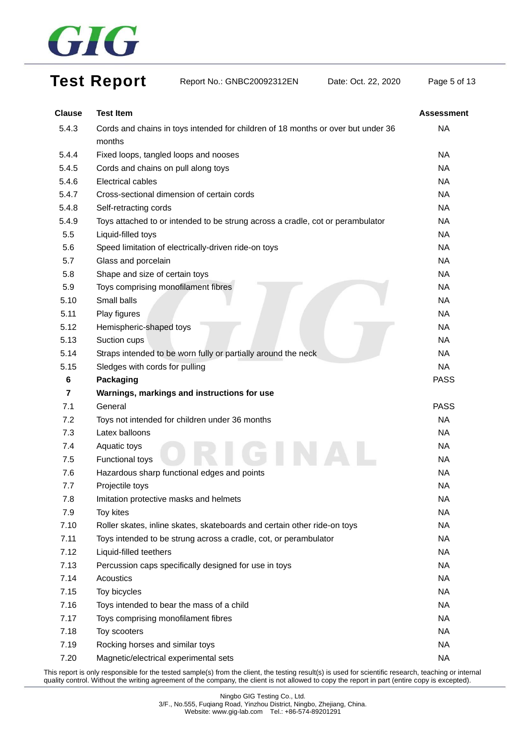| Clause | Test Item | Assessment |
|---|---|---|
| 5.4.3 | Cords and chains in toys intended for children of 18 months or over but under 36 months | NA |
| 5.4.4 | Fixed loops, tangled loops and nooses | NA |
| 5.4.5 | Cords and chains on pull along toys | NA |
| 5.4.6 | Electrical cables | NA |
| 5.4.7 | Cross-sectional dimension of certain cords | NA |
| 5.4.8 | Self-retracting cords | NA |
| 5.4.9 | Toys attached to or intended to be strung across a cradle, cot or perambulator | NA |
| 5.5 | Liquid-filled toys | NA |
| 5.6 | Speed limitation of electrically-driven ride-on toys | NA |
| 5.7 | Glass and porcelain | NA |
| 5.8 | Shape and size of certain toys | NA |
| 5.9 | Toys comprising monofilament fibres | NA |
| 5.10 | Small balls | NA |
| 5.11 | Play figures | NA |
| 5.12 | Hemispheric-shaped toys | NA |
| 5.13 | Suction cups | NA |
| 5.14 | Straps intended to be worn fully or partially around the neck | NA |
| 5.15 | Sledges with cords for pulling | NA |
| **6** | **Packaging** | PASS |
| **7** | **Warnings, markings and instructions for use** | |
| 7.1 | General | PASS |
| 7.2 | Toys not intended for children under 36 months | NA |
| 7.3 | Latex balloons | NA |
| 7.4 | Aquatic toys | NA |
| 7.5 | Functional toys | NA |
| 7.6 | Hazardous sharp functional edges and points | NA |
| 7.7 | Projectile toys | NA |
| 7.8 | Imitation protective masks and helmets | NA |
| 7.9 | Toy kites | NA |
| 7.10 | Roller skates, inline skates, skateboards and certain other ride-on toys | NA |
| 7.11 | Toys intended to be strung across a cradle, cot, or perambulator | NA |
| 7.12 | Liquid-filled teethers | NA |
| 7.13 | Percussion caps specifically designed for use in toys | NA |
| 7.14 | Acoustics | NA |
| 7.15 | Toy bicycles | NA |
| 7.16 | Toys intended to bear the mass of a child | NA |
| 7.17 | Toys comprising monofilament fibres | NA |
| 7.18 | Toy scooters | NA |
| 7.19 | Rocking horses and similar toys | NA |
| 7.20 | Magnetic/electrical experimental sets | NA |

This report is only responsible for the tested sample(s) from the client, the testing result(s) is used for scientific research, teaching or internal quality control. Without the writing agreement of the company, the client is not allowed to copy the report in part (entire copy is excepted).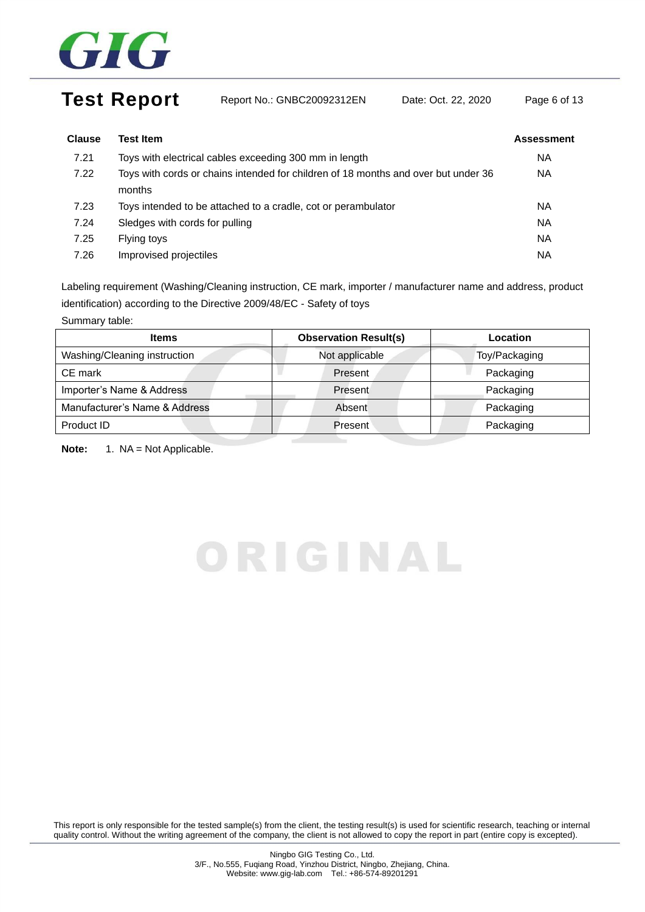| Clause | Test Item | Assessment |
|---|---|---|
| 7.21 | Toys with electrical cables exceeding 300 mm in length | NA |
| 7.22 | Toys with cords or chains intended for children of 18 months and over but under 36 months | NA |
| 7.23 | Toys intended to be attached to a cradle, cot or perambulator | NA |
| 7.24 | Sledges with cords for pulling | NA |
| 7.25 | Flying toys | NA |
| 7.26 | Improvised projectiles | NA |

Labeling requirement (Washing/Cleaning instruction, CE mark, importer / manufacturer name and address, product identification) according to the Directive 2009/48/EC - Safety of toys

Summary table:

| Items | Observation Result(s) | Location |
|---|---|---|
| Washing/Cleaning instruction | Not applicable | Toy/Packaging |
| CE mark | Present | Packaging |
| Importer's Name & Address | Present | Packaging |
| Manufacturer's Name & Address | Absent | Packaging |
| Product ID | Present | Packaging |

**Note:** 1. NA = Not Applicable.

ORIGINAL

This report is only responsible for the tested sample(s) from the client, the testing result(s) is used for scientific research, teaching or internal quality control. Without the writing agreement of the company, the client is not allowed to copy the report in part (entire copy is excepted).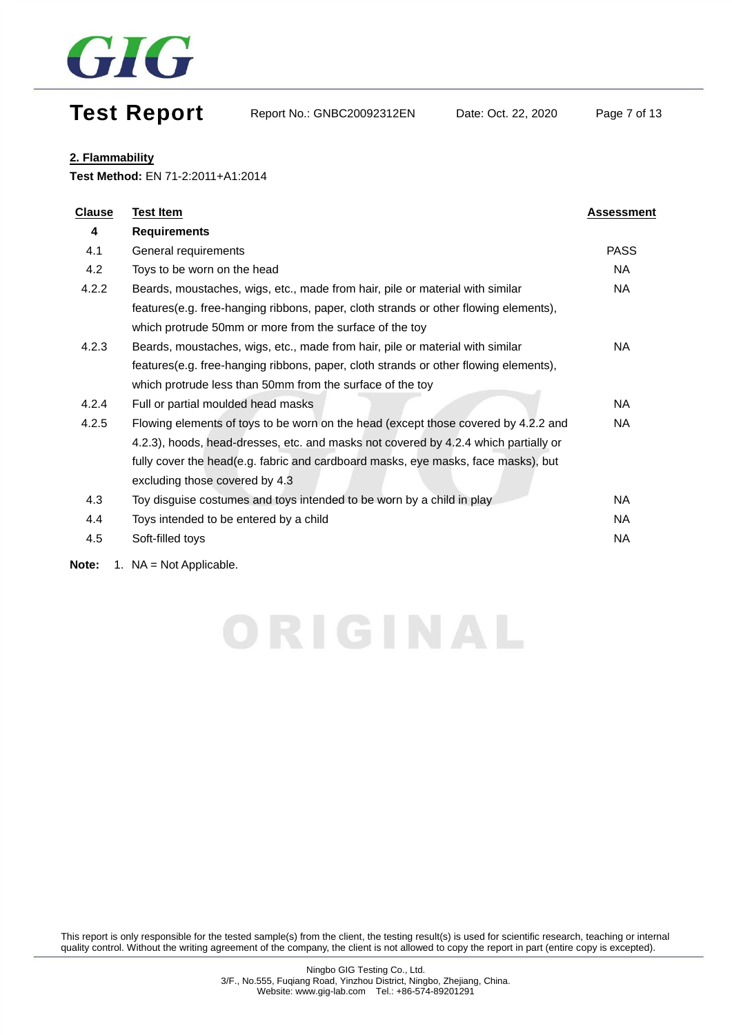## 2. Flammability

**Test Method:** EN 71-2:2011+A1:2014

| Clause | Test Item | Assessment |
|---|---|---|
| **4** | **Requirements** | |
| 4.1 | General requirements | PASS |
| 4.2 | Toys to be worn on the head | NA |
| 4.2.2 | Beards, moustaches, wigs, etc., made from hair, pile or material with similar features(e.g. free-hanging ribbons, paper, cloth strands or other flowing elements), which protrude 50mm or more from the surface of the toy | NA |
| 4.2.3 | Beards, moustaches, wigs, etc., made from hair, pile or material with similar features(e.g. free-hanging ribbons, paper, cloth strands or other flowing elements), which protrude less than 50mm from the surface of the toy | NA |
| 4.2.4 | Full or partial moulded head masks | NA |
| 4.2.5 | Flowing elements of toys to be worn on the head (except those covered by 4.2.2 and 4.2.3), hoods, head-dresses, etc. and masks not covered by 4.2.4 which partially or fully cover the head(e.g. fabric and cardboard masks, eye masks, face masks), but excluding those covered by 4.3 | NA |
| 4.3 | Toy disguise costumes and toys intended to be worn by a child in play | NA |
| 4.4 | Toys intended to be entered by a child | NA |
| 4.5 | Soft-filled toys | NA |

**Note:** 1. NA = Not Applicable.

This report is only responsible for the tested sample(s) from the client, the testing result(s) is used for scientific research, teaching or internal quality control. Without the writing agreement of the company, the client is not allowed to copy the report in part (entire copy is excepted).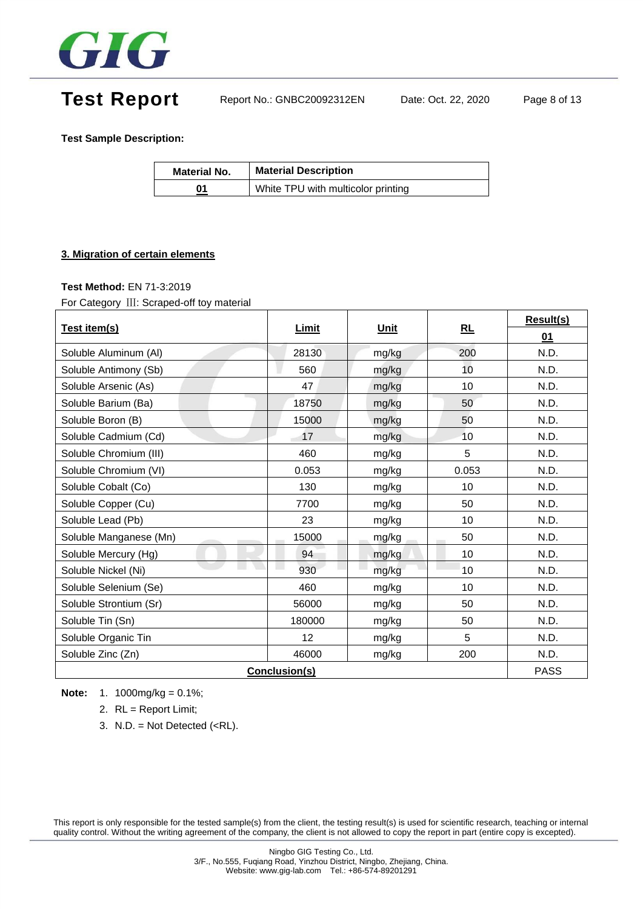# Test Report

Report No.: GNBC20092312EN Date: Oct. 22, 2020

**Test Sample Description:**

| Material No. | Material Description |
|---|---|
| 01 | White TPU with multicolor printing |

**3. Migration of certain elements**

**Test Method:** EN 71-3:2019

For Category Ⅲ: Scraped-off toy material

| Test item(s) | Limit | Unit | RL | Result(s) |
|---|---|---|---|---|
| | | | | 01 |
| Soluble Aluminum (Al) | 28130 | mg/kg | 200 | N.D. |
| Soluble Antimony (Sb) | 560 | mg/kg | 10 | N.D. |
| Soluble Arsenic (As) | 47 | mg/kg | 10 | N.D. |
| Soluble Barium (Ba) | 18750 | mg/kg | 50 | N.D. |
| Soluble Boron (B) | 15000 | mg/kg | 50 | N.D. |
| Soluble Cadmium (Cd) | 17 | mg/kg | 10 | N.D. |
| Soluble Chromium (III) | 460 | mg/kg | 5 | N.D. |
| Soluble Chromium (VI) | 0.053 | mg/kg | 0.053 | N.D. |
| Soluble Cobalt (Co) | 130 | mg/kg | 10 | N.D. |
| Soluble Copper (Cu) | 7700 | mg/kg | 50 | N.D. |
| Soluble Lead (Pb) | 23 | mg/kg | 10 | N.D. |
| Soluble Manganese (Mn) | 15000 | mg/kg | 50 | N.D. |
| Soluble Mercury (Hg) | 94 | mg/kg | 10 | N.D. |
| Soluble Nickel (Ni) | 930 | mg/kg | 10 | N.D. |
| Soluble Selenium (Se) | 460 | mg/kg | 10 | N.D. |
| Soluble Strontium (Sr) | 56000 | mg/kg | 50 | N.D. |
| Soluble Tin (Sn) | 180000 | mg/kg | 50 | N.D. |
| Soluble Organic Tin | 12 | mg/kg | 5 | N.D. |
| Soluble Zinc (Zn) | 46000 | mg/kg | 200 | N.D. |
| Conclusion(s) | | | | PASS |

**Note:**
1. 1000mg/kg = 0.1%;
2. RL = Report Limit;
3. N.D. = Not Detected (<RL).

This report is only responsible for the tested sample(s) from the client, the testing result(s) is used for scientific research, teaching or internal quality control. Without the writing agreement of the company, the client is not allowed to copy the report in part (entire copy is excepted).

Ningbo GIG Testing Co., Ltd.
3/F., No.555, Fuqiang Road, Yinzhou District, Ningbo, Zhejiang, China.
Website: www.gig-lab.com Tel.: +86-574-89201291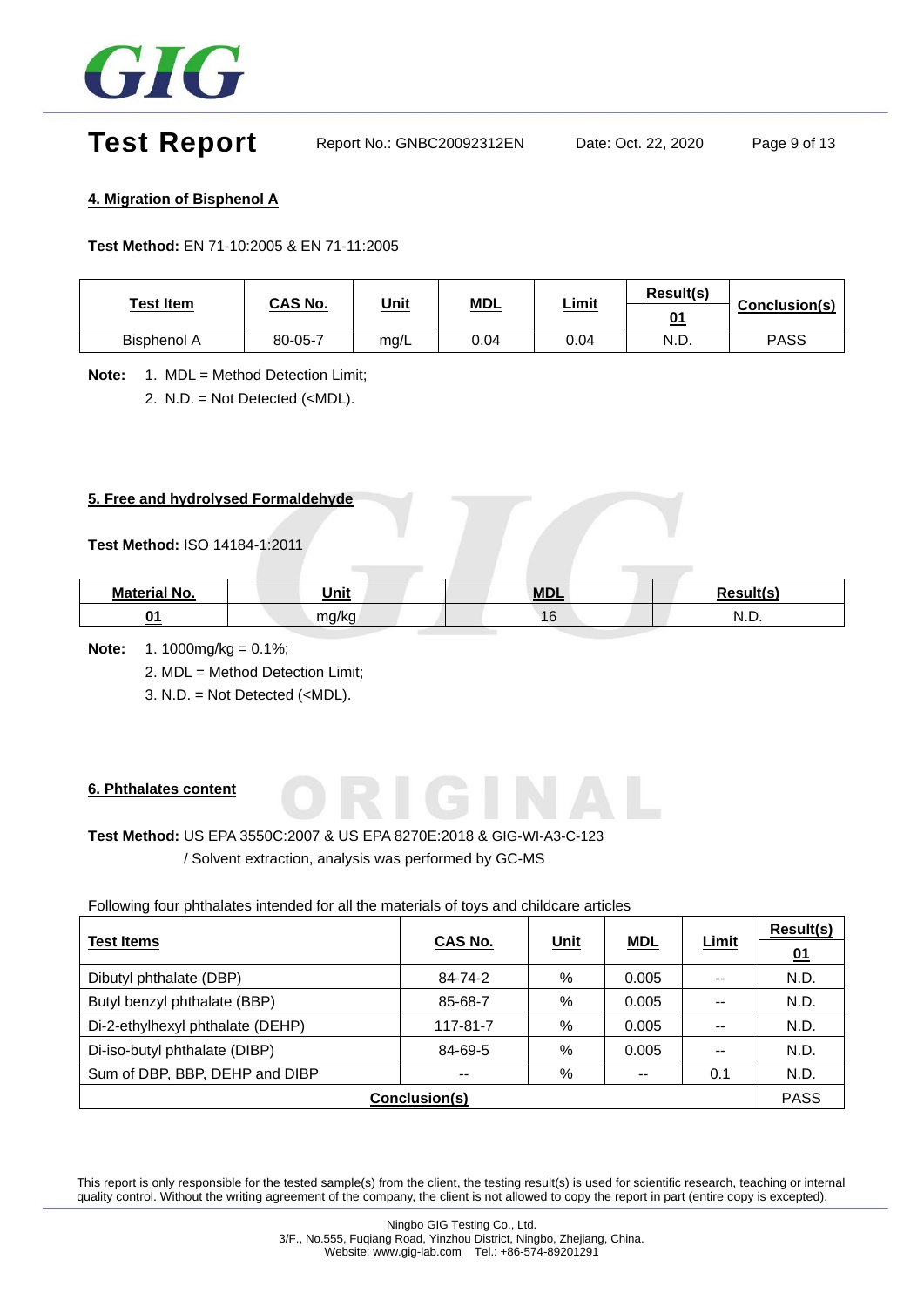#### 4. Migration of Bisphenol A

**Test Method:** EN 71-10:2005 & EN 71-11:2005

| Test Item | CAS No. | Unit | MDL | Limit | Result(s) | Conclusion(s) |
|---|---|---|---|---|---|---|
| | | | | | 01 | |
| Bisphenol A | 80-05-7 | mg/L | 0.04 | 0.04 | N.D. | PASS |

**Note:** 1. MDL = Method Detection Limit;
2. N.D. = Not Detected (<MDL).

#### 5. Free and hydrolysed Formaldehyde

**Test Method:** ISO 14184-1:2011

| Material No. | Unit | MDL | Result(s) |
|---|---|---|---|
| 01 | mg/kg | 16 | N.D. |

**Note:** 1. 1000mg/kg = 0.1%;
2. MDL = Method Detection Limit;
3. N.D. = Not Detected (<MDL).

#### 6. Phthalates content

**Test Method:** US EPA 3550C:2007 & US EPA 8270E:2018 & GIG-WI-A3-C-123 / Solvent extraction, analysis was performed by GC-MS

Following four phthalates intended for all the materials of toys and childcare articles

| Test Items | CAS No. | Unit | MDL | Limit | Result(s) |
|---|---|---|---|---|---|
| | | | | | 01 |
| Dibutyl phthalate (DBP) | 84-74-2 | % | 0.005 | -- | N.D. |
| Butyl benzyl phthalate (BBP) | 85-68-7 | % | 0.005 | -- | N.D. |
| Di-2-ethylhexyl phthalate (DEHP) | 117-81-7 | % | 0.005 | -- | N.D. |
| Di-iso-butyl phthalate (DIBP) | 84-69-5 | % | 0.005 | -- | N.D. |
| Sum of DBP, BBP, DEHP and DIBP | -- | % | -- | 0.1 | N.D. |
| Conclusion(s) | | | | | PASS |

This report is only responsible for the tested sample(s) from the client, the testing result(s) is used for scientific research, teaching or internal quality control. Without the writing agreement of the company, the client is not allowed to copy the report in part (entire copy is excepted).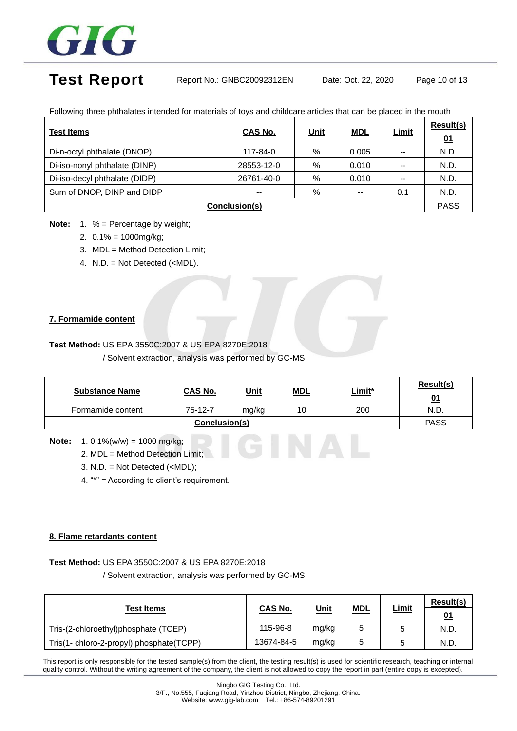Following three phthalates intended for materials of toys and childcare articles that can be placed in the mouth

| Test Items | CAS No. | Unit | MDL | Limit | Result(s) 01 |
|---|---|---|---|---|---|
| Di-n-octyl phthalate (DNOP) | 117-84-0 | % | 0.005 | -- | N.D. |
| Di-iso-nonyl phthalate (DINP) | 28553-12-0 | % | 0.010 | -- | N.D. |
| Di-iso-decyl phthalate (DIDP) | 26761-40-0 | % | 0.010 | -- | N.D. |
| Sum of DNOP, DINP and DIDP | -- | % | -- | 0.1 | N.D. |
| **Conclusion(s)** | | | | | PASS |

**Note:** 1. % = Percentage by weight;
2. 0.1% = 1000mg/kg;
3. MDL = Method Detection Limit;
4. N.D. = Not Detected (<MDL).

## 7. Formamide content

**Test Method:** US EPA 3550C:2007 & US EPA 8270E:2018
/ Solvent extraction, analysis was performed by GC-MS.

| Substance Name | CAS No. | Unit | MDL | Limit* | Result(s) 01 |
|---|---|---|---|---|---|
| Formamide content | 75-12-7 | mg/kg | 10 | 200 | N.D. |
| **Conclusion(s)** | | | | | PASS |

**Note:** 1. 0.1%(w/w) = 1000 mg/kg;
2. MDL = Method Detection Limit;
3. N.D. = Not Detected (<MDL);
4. "*" = According to client's requirement.

## 8. Flame retardants content

**Test Method:** US EPA 3550C:2007 & US EPA 8270E:2018
/ Solvent extraction, analysis was performed by GC-MS

| Test Items | CAS No. | Unit | MDL | Limit | Result(s) 01 |
|---|---|---|---|---|---|
| Tris-(2-chloroethyl)phosphate (TCEP) | 115-96-8 | mg/kg | 5 | 5 | N.D. |
| Tris(1- chloro-2-propyl) phosphate(TCPP) | 13674-84-5 | mg/kg | 5 | 5 | N.D. |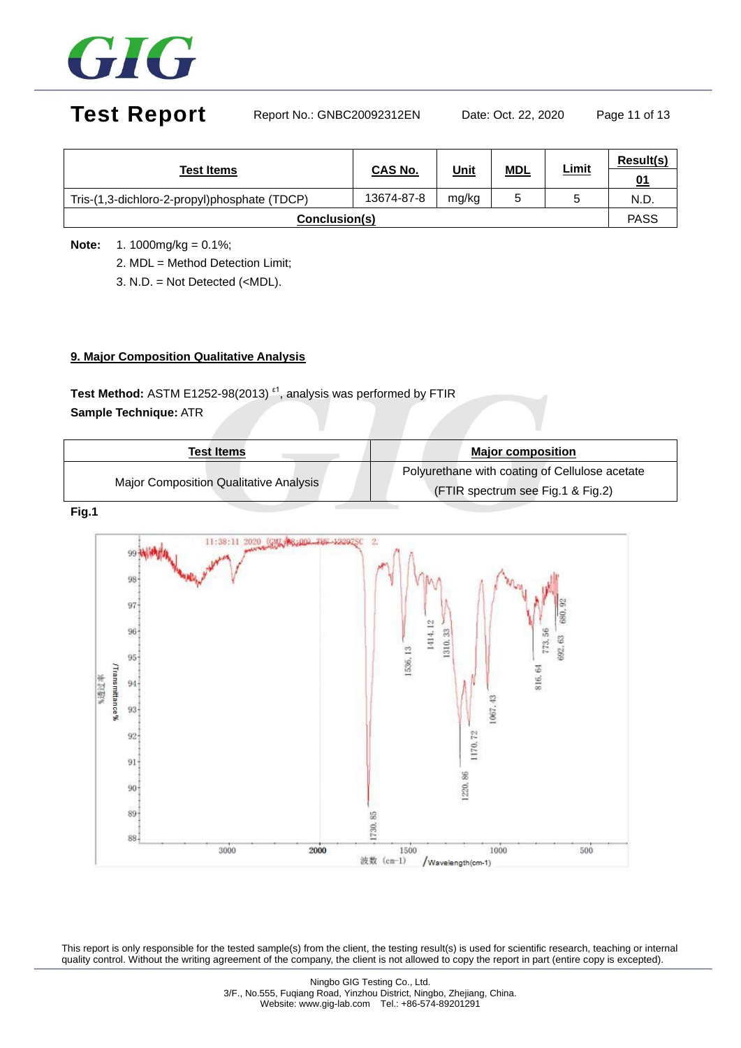| Test Items | CAS No. | Unit | MDL | Limit | Result(s) |
|---|---|---|---|---|---|
| | | | | | 01 |
| Tris-(1,3-dichloro-2-propyl)phosphate (TDCP) | 13674-87-8 | mg/kg | 5 | 5 | N.D. |
| Conclusion(s) | | | | | PASS |

**Note:** 1. 1000mg/kg = 0.1%;

2. MDL = Method Detection Limit;

3. N.D. = Not Detected (<MDL).

## 9. Major Composition Qualitative Analysis

**Test Method:** ASTM E1252-98(2013) ε1, analysis was performed by FTIR

**Sample Technique:** ATR

| Test Items | Major composition |
|---|---|
| Major Composition Qualitative Analysis | Polyurethane with coating of Cellulose acetate (FTIR spectrum see Fig.1 & Fig.2) |

**Fig.1**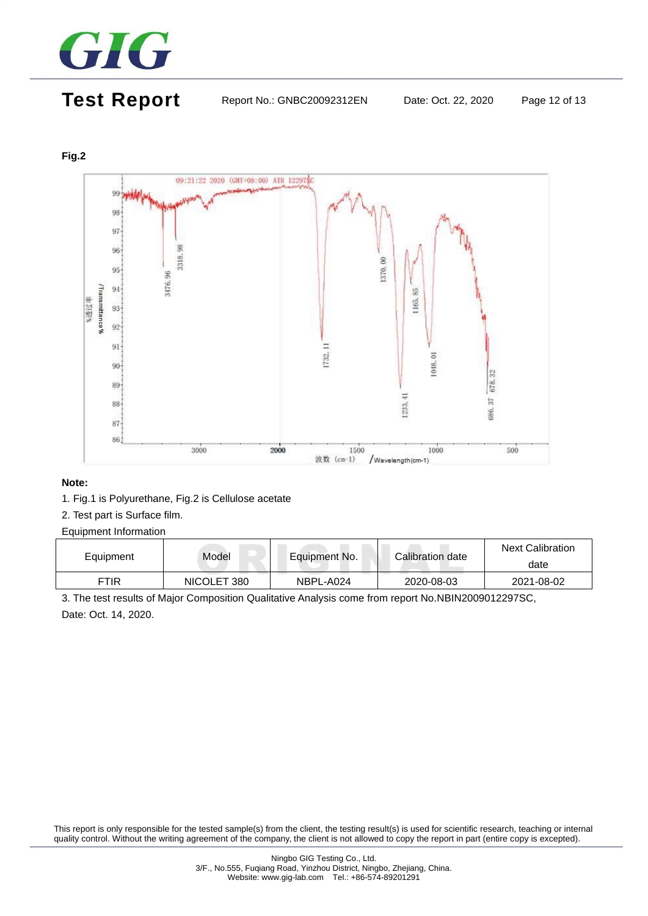**Fig.2**

**Note:**

1. Fig.1 is Polyurethane, Fig.2 is Cellulose acetate
2. Test part is Surface film.

Equipment Information

| Equipment | Model | Equipment No. | Calibration date | Next Calibration date |
|---|---|---|---|---|
| FTIR | NICOLET 380 | NBPL-A024 | 2020-08-03 | 2021-08-02 |

3. The test results of Major Composition Qualitative Analysis come from report No.NBIN2009012297SC, Date: Oct. 14, 2020.

This report is only responsible for the tested sample(s) from the client, the testing result(s) is used for scientific research, teaching or internal quality control. Without the writing agreement of the company, the client is not allowed to copy the report in part (entire copy is excepted).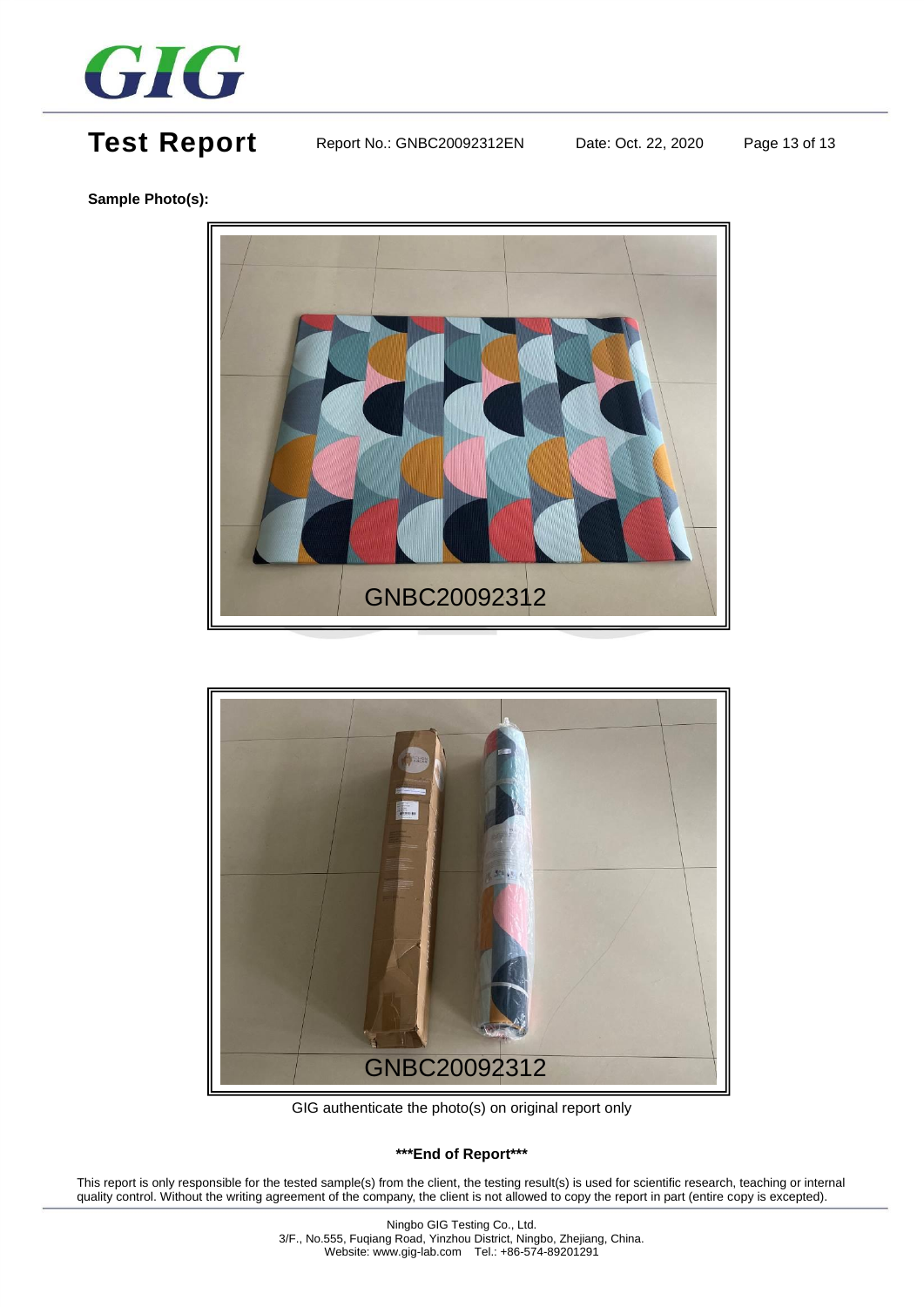**Sample Photo(s):**

GNBC20092312

GNBC20092312

GIG authenticate the photo(s) on original report only

**\*\*\*End of Report\*\*\***

This report is only responsible for the tested sample(s) from the client, the testing result(s) is used for scientific research, teaching or internal quality control. Without the writing agreement of the company, the client is not allowed to copy the report in part (entire copy is excepted).